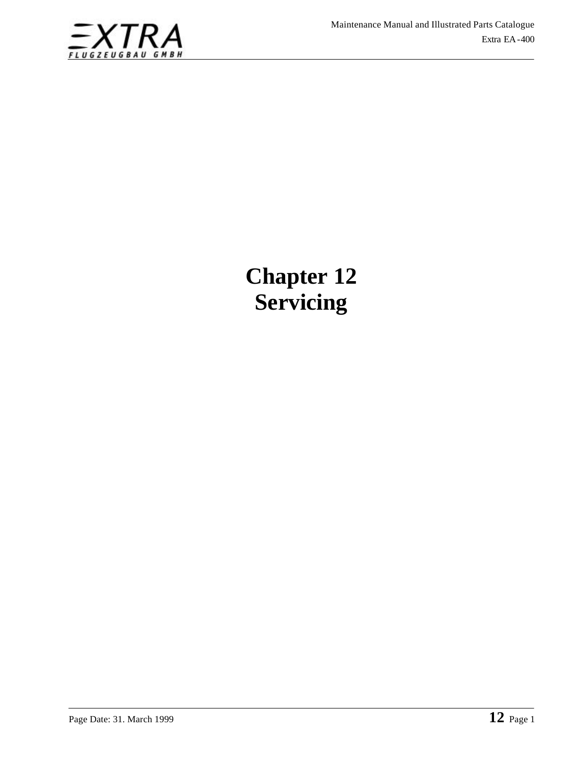# Chapter 12
# Servicing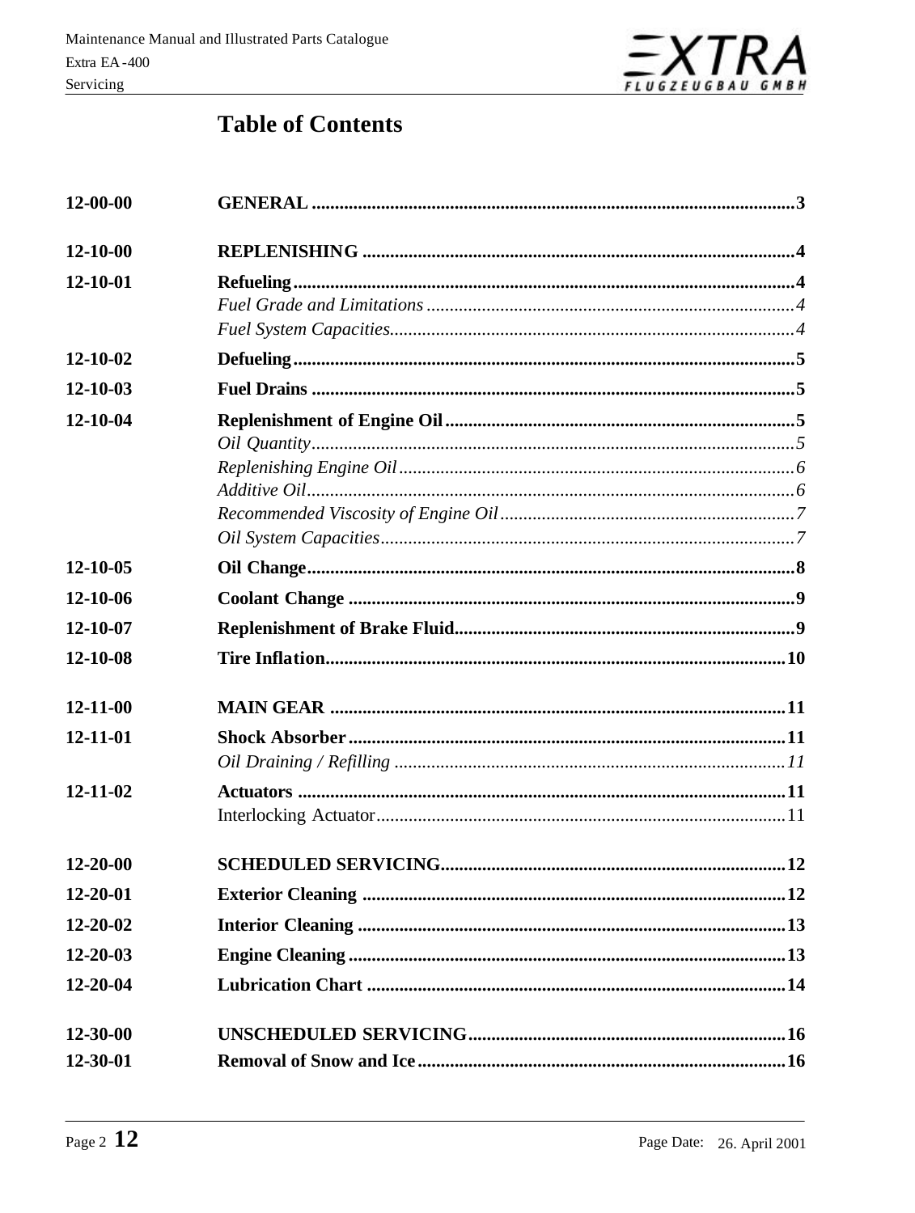# Table of Contents

| | | |
|---|---|---|
| **12-00-00** | **GENERAL** | **3** |
| **12-10-00** | **REPLENISHING** | **4** |
| **12-10-01** | **Refueling** | **4** |
| | *Fuel Grade and Limitations* | *4* |
| | *Fuel System Capacities* | *4* |
| **12-10-02** | **Defueling** | **5** |
| **12-10-03** | **Fuel Drains** | **5** |
| **12-10-04** | **Replenishment of Engine Oil** | **5** |
| | *Oil Quantity* | *5* |
| | *Replenishing Engine Oil* | *6* |
| | *Additive Oil* | *6* |
| | *Recommended Viscosity of Engine Oil* | *7* |
| | *Oil System Capacities* | *7* |
| **12-10-05** | **Oil Change** | **8** |
| **12-10-06** | **Coolant Change** | **9** |
| **12-10-07** | **Replenishment of Brake Fluid** | **9** |
| **12-10-08** | **Tire Inflation** | **10** |
| **12-11-00** | **MAIN GEAR** | **11** |
| **12-11-01** | **Shock Absorber** | **11** |
| | *Oil Draining / Refilling* | *11* |
| **12-11-02** | **Actuators** | **11** |
| | Interlocking Actuator | 11 |
| **12-20-00** | **SCHEDULED SERVICING** | **12** |
| **12-20-01** | **Exterior Cleaning** | **12** |
| **12-20-02** | **Interior Cleaning** | **13** |
| **12-20-03** | **Engine Cleaning** | **13** |
| **12-20-04** | **Lubrication Chart** | **14** |
| **12-30-00** | **UNSCHEDULED SERVICING** | **16** |
| **12-30-01** | **Removal of Snow and Ice** | **16** |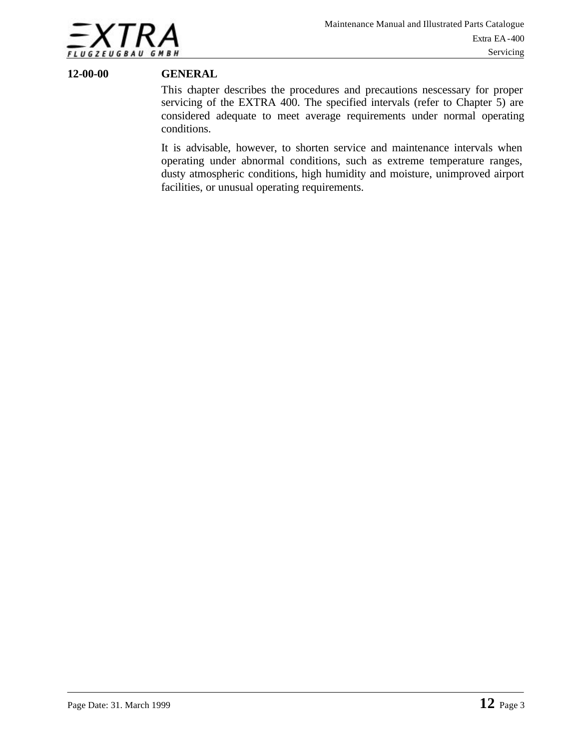## 12-00-00 GENERAL

This chapter describes the procedures and precautions nescessary for proper servicing of the EXTRA 400. The specified intervals (refer to Chapter 5) are considered adequate to meet average requirements under normal operating conditions.

It is advisable, however, to shorten service and maintenance intervals when operating under abnormal conditions, such as extreme temperature ranges, dusty atmospheric conditions, high humidity and moisture, unimproved airport facilities, or unusual operating requirements.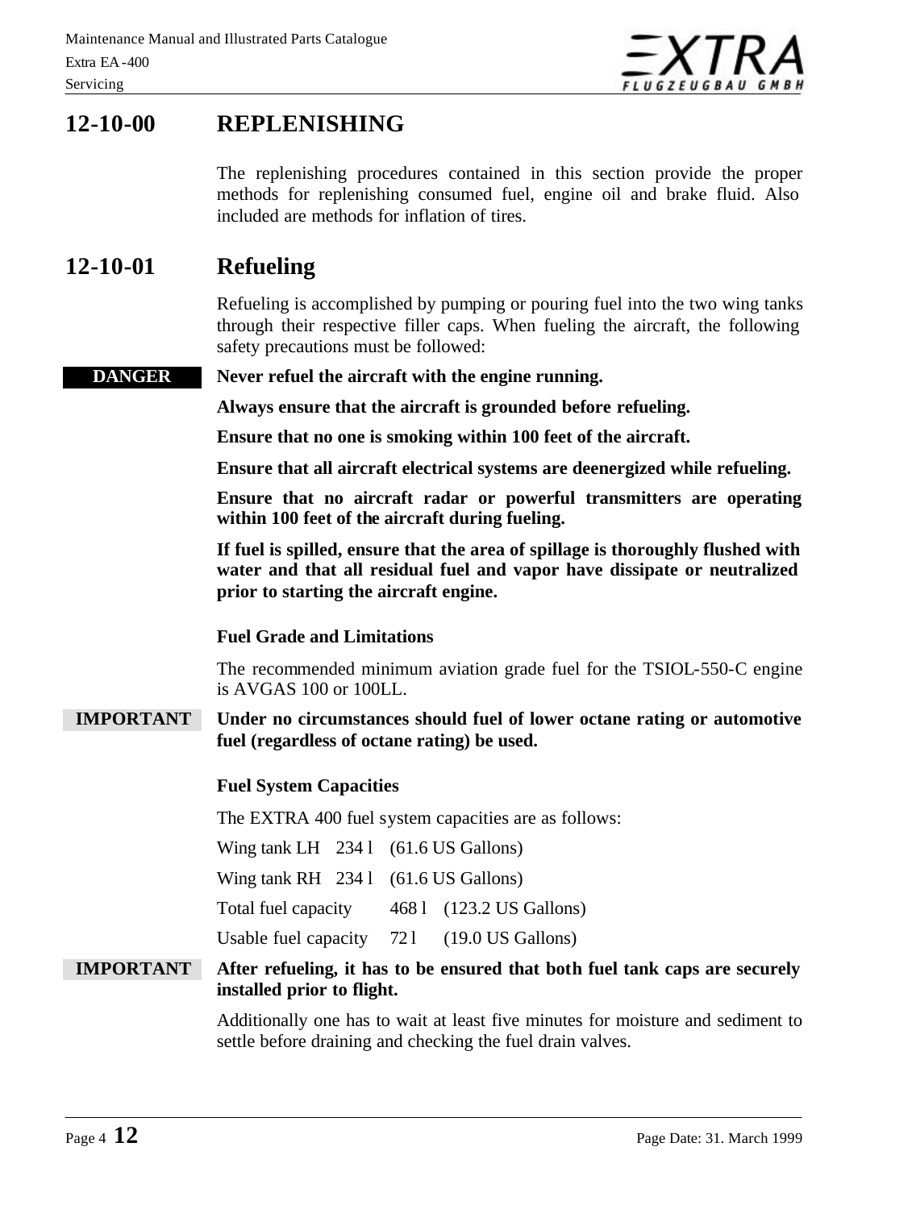# 12-10-00 REPLENISHING

The replenishing procedures contained in this section provide the proper methods for replenishing consumed fuel, engine oil and brake fluid. Also included are methods for inflation of tires.

# 12-10-01 Refueling

Refueling is accomplished by pumping or pouring fuel into the two wing tanks through their respective filler caps. When fueling the aircraft, the following safety precautions must be followed:

**DANGER** **Never refuel the aircraft with the engine running.**

**Always ensure that the aircraft is grounded before refueling.**

**Ensure that no one is smoking within 100 feet of the aircraft.**

**Ensure that all aircraft electrical systems are deenergized while refueling.**

**Ensure that no aircraft radar or powerful transmitters are operating within 100 feet of the aircraft during fueling.**

**If fuel is spilled, ensure that the area of spillage is thoroughly flushed with water and that all residual fuel and vapor have dissipate or neutralized prior to starting the aircraft engine.**

### Fuel Grade and Limitations

The recommended minimum aviation grade fuel for the TSIOL-550-C engine is AVGAS 100 or 100LL.

**IMPORTANT** **Under no circumstances should fuel of lower octane rating or automotive fuel (regardless of octane rating) be used.**

### Fuel System Capacities

The EXTRA 400 fuel system capacities are as follows:

| | | |
|---|---|---|
| Wing tank LH | 234 l | (61.6 US Gallons) |
| Wing tank RH | 234 l | (61.6 US Gallons) |
| Total fuel capacity | 468 l | (123.2 US Gallons) |
| Usable fuel capacity | 72 l | (19.0 US Gallons) |

**IMPORTANT** **After refueling, it has to be ensured that both fuel tank caps are securely installed prior to flight.**

Additionally one has to wait at least five minutes for moisture and sediment to settle before draining and checking the fuel drain valves.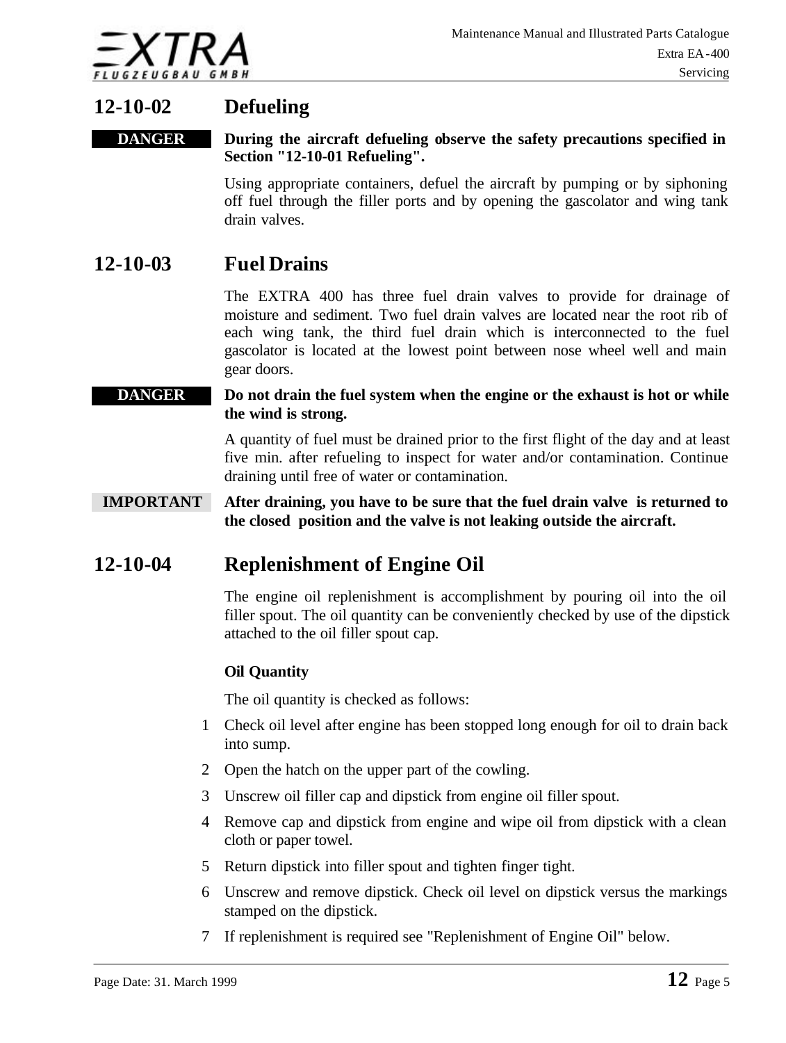## 12-10-02 Defueling

**DANGER** **During the aircraft defueling observe the safety precautions specified in Section "12-10-01 Refueling".**

Using appropriate containers, defuel the aircraft by pumping or by siphoning off fuel through the filler ports and by opening the gascolator and wing tank drain valves.

## 12-10-03 Fuel Drains

The EXTRA 400 has three fuel drain valves to provide for drainage of moisture and sediment. Two fuel drain valves are located near the root rib of each wing tank, the third fuel drain which is interconnected to the fuel gascolator is located at the lowest point between nose wheel well and main gear doors.

**DANGER** **Do not drain the fuel system when the engine or the exhaust is hot or while the wind is strong.**

A quantity of fuel must be drained prior to the first flight of the day and at least five min. after refueling to inspect for water and/or contamination. Continue draining until free of water or contamination.

**IMPORTANT** **After draining, you have to be sure that the fuel drain valve is returned to the closed position and the valve is not leaking outside the aircraft.**

## 12-10-04 Replenishment of Engine Oil

The engine oil replenishment is accomplishment by pouring oil into the oil filler spout. The oil quantity can be conveniently checked by use of the dipstick attached to the oil filler spout cap.

**Oil Quantity**

The oil quantity is checked as follows:

1. Check oil level after engine has been stopped long enough for oil to drain back into sump.
2. Open the hatch on the upper part of the cowling.
3. Unscrew oil filler cap and dipstick from engine oil filler spout.
4. Remove cap and dipstick from engine and wipe oil from dipstick with a clean cloth or paper towel.
5. Return dipstick into filler spout and tighten finger tight.
6. Unscrew and remove dipstick. Check oil level on dipstick versus the markings stamped on the dipstick.
7. If replenishment is required see "Replenishment of Engine Oil" below.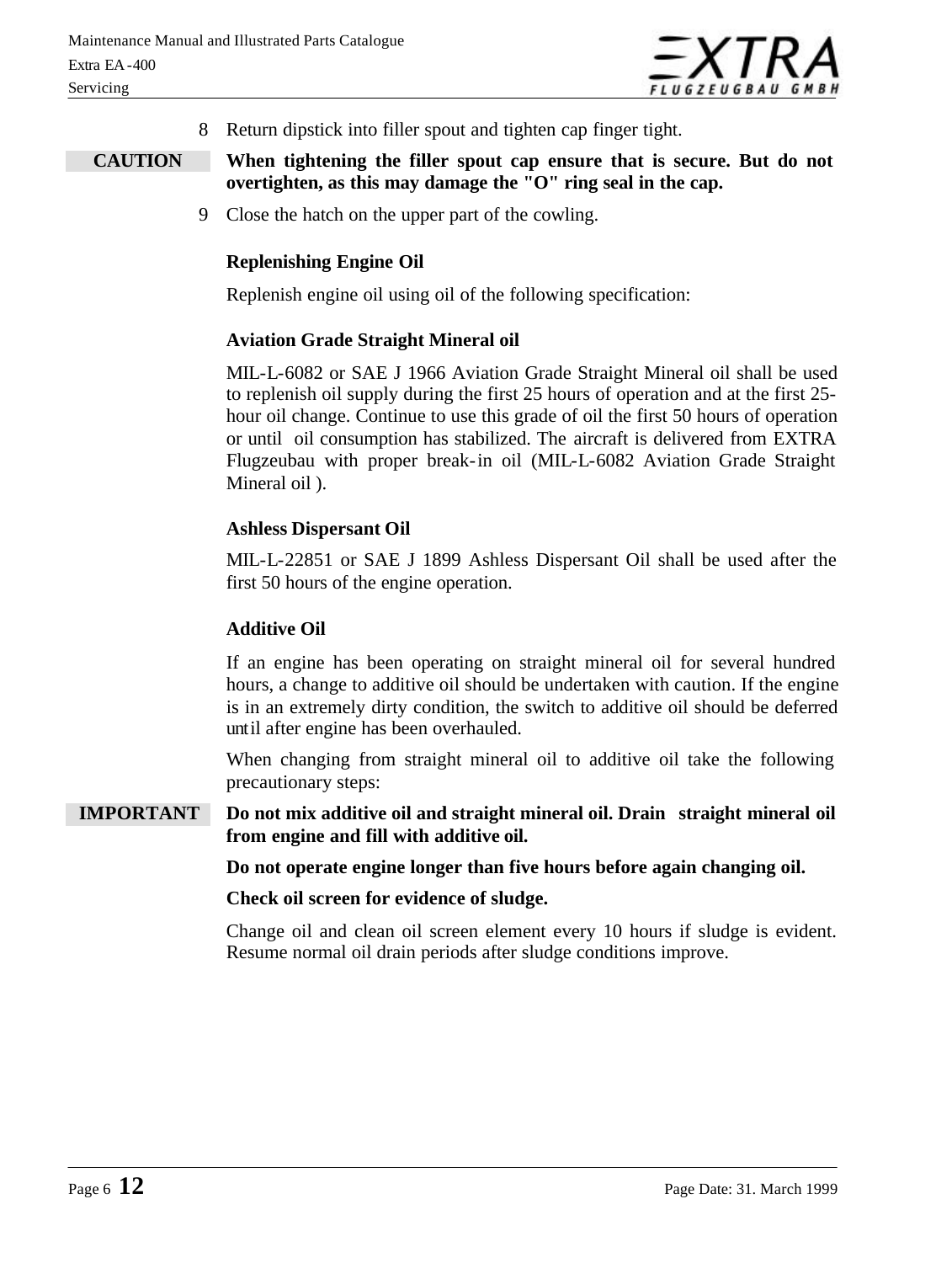8 Return dipstick into filler spout and tighten cap finger tight.

**CAUTION** **When tightening the filler spout cap ensure that is secure. But do not overtighten, as this may damage the "O" ring seal in the cap.**

9 Close the hatch on the upper part of the cowling.

**Replenishing Engine Oil**

Replenish engine oil using oil of the following specification:

**Aviation Grade Straight Mineral oil**

MIL-L-6082 or SAE J 1966 Aviation Grade Straight Mineral oil shall be used to replenish oil supply during the first 25 hours of operation and at the first 25-hour oil change. Continue to use this grade of oil the first 50 hours of operation or until oil consumption has stabilized. The aircraft is delivered from EXTRA Flugzeubau with proper break-in oil (MIL-L-6082 Aviation Grade Straight Mineral oil ).

**Ashless Dispersant Oil**

MIL-L-22851 or SAE J 1899 Ashless Dispersant Oil shall be used after the first 50 hours of the engine operation.

**Additive Oil**

If an engine has been operating on straight mineral oil for several hundred hours, a change to additive oil should be undertaken with caution. If the engine is in an extremely dirty condition, the switch to additive oil should be deferred until after engine has been overhauled.

When changing from straight mineral oil to additive oil take the following precautionary steps:

**IMPORTANT** **Do not mix additive oil and straight mineral oil. Drain straight mineral oil from engine and fill with additive oil.**

**Do not operate engine longer than five hours before again changing oil.**

**Check oil screen for evidence of sludge.**

Change oil and clean oil screen element every 10 hours if sludge is evident. Resume normal oil drain periods after sludge conditions improve.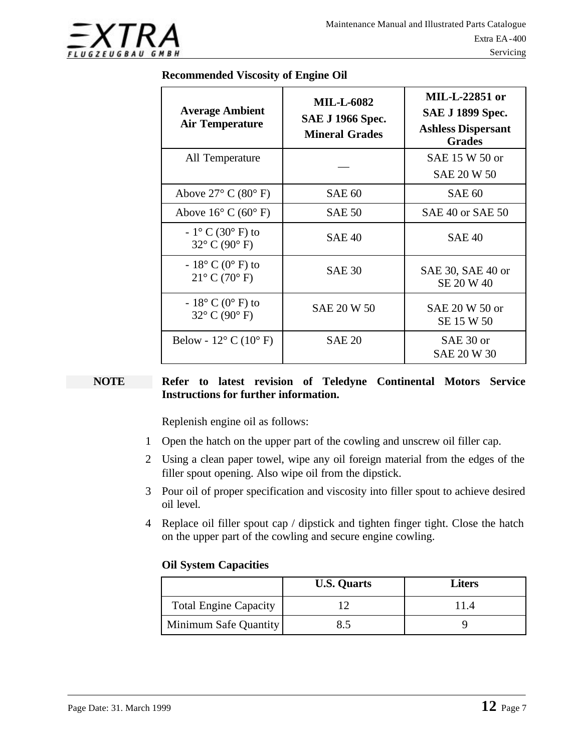**Recommended Viscosity of Engine Oil**

| Average Ambient Air Temperature | MIL-L-6082 SAE J 1966 Spec. Mineral Grades | MIL-L-22851 or SAE J 1899 Spec. Ashless Dispersant Grades |
|---|---|---|
| All Temperature | — | SAE 15 W 50 or SAE 20 W 50 |
| Above 27° C (80° F) | SAE 60 | SAE 60 |
| Above 16° C (60° F) | SAE 50 | SAE 40 or SAE 50 |
| - 1° C (30° F) to 32° C (90° F) | SAE 40 | SAE 40 |
| - 18° C (0° F) to 21° C (70° F) | SAE 30 | SAE 30, SAE 40 or SE 20 W 40 |
| - 18° C (0° F) to 32° C (90° F) | SAE 20 W 50 | SAE 20 W 50 or SE 15 W 50 |
| Below - 12° C (10° F) | SAE 20 | SAE 30 or SAE 20 W 30 |

**NOTE** **Refer to latest revision of Teledyne Continental Motors Service Instructions for further information.**

Replenish engine oil as follows:

1. Open the hatch on the upper part of the cowling and unscrew oil filler cap.
2. Using a clean paper towel, wipe any oil foreign material from the edges of the filler spout opening. Also wipe oil from the dipstick.
3. Pour oil of proper specification and viscosity into filler spout to achieve desired oil level.
4. Replace oil filler spout cap / dipstick and tighten finger tight. Close the hatch on the upper part of the cowling and secure engine cowling.

**Oil System Capacities**

| | U.S. Quarts | Liters |
|---|---|---|
| Total Engine Capacity | 12 | 11.4 |
| Minimum Safe Quantity | 8.5 | 9 |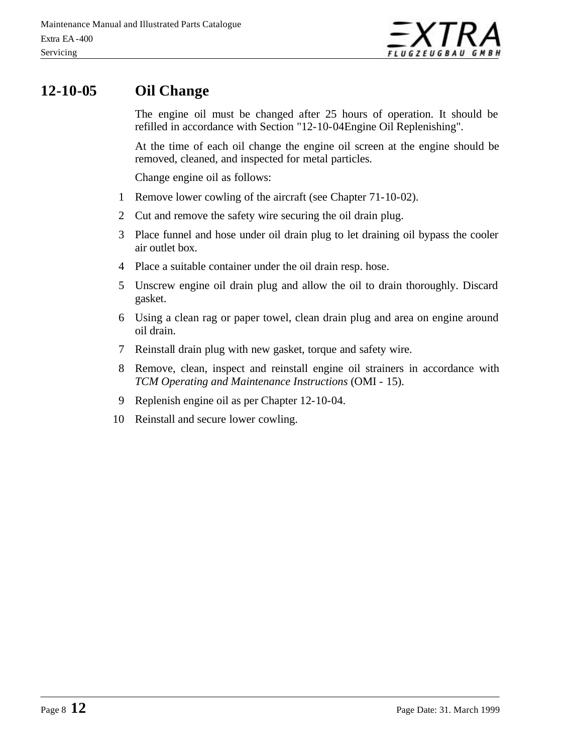## 12-10-05 Oil Change

The engine oil must be changed after 25 hours of operation. It should be refilled in accordance with Section "12-10-04Engine Oil Replenishing".

At the time of each oil change the engine oil screen at the engine should be removed, cleaned, and inspected for metal particles.

Change engine oil as follows:

1. Remove lower cowling of the aircraft (see Chapter 71-10-02).
2. Cut and remove the safety wire securing the oil drain plug.
3. Place funnel and hose under oil drain plug to let draining oil bypass the cooler air outlet box.
4. Place a suitable container under the oil drain resp. hose.
5. Unscrew engine oil drain plug and allow the oil to drain thoroughly. Discard gasket.
6. Using a clean rag or paper towel, clean drain plug and area on engine around oil drain.
7. Reinstall drain plug with new gasket, torque and safety wire.
8. Remove, clean, inspect and reinstall engine oil strainers in accordance with *TCM Operating and Maintenance Instructions* (OMI - 15).
9. Replenish engine oil as per Chapter 12-10-04.
10. Reinstall and secure lower cowling.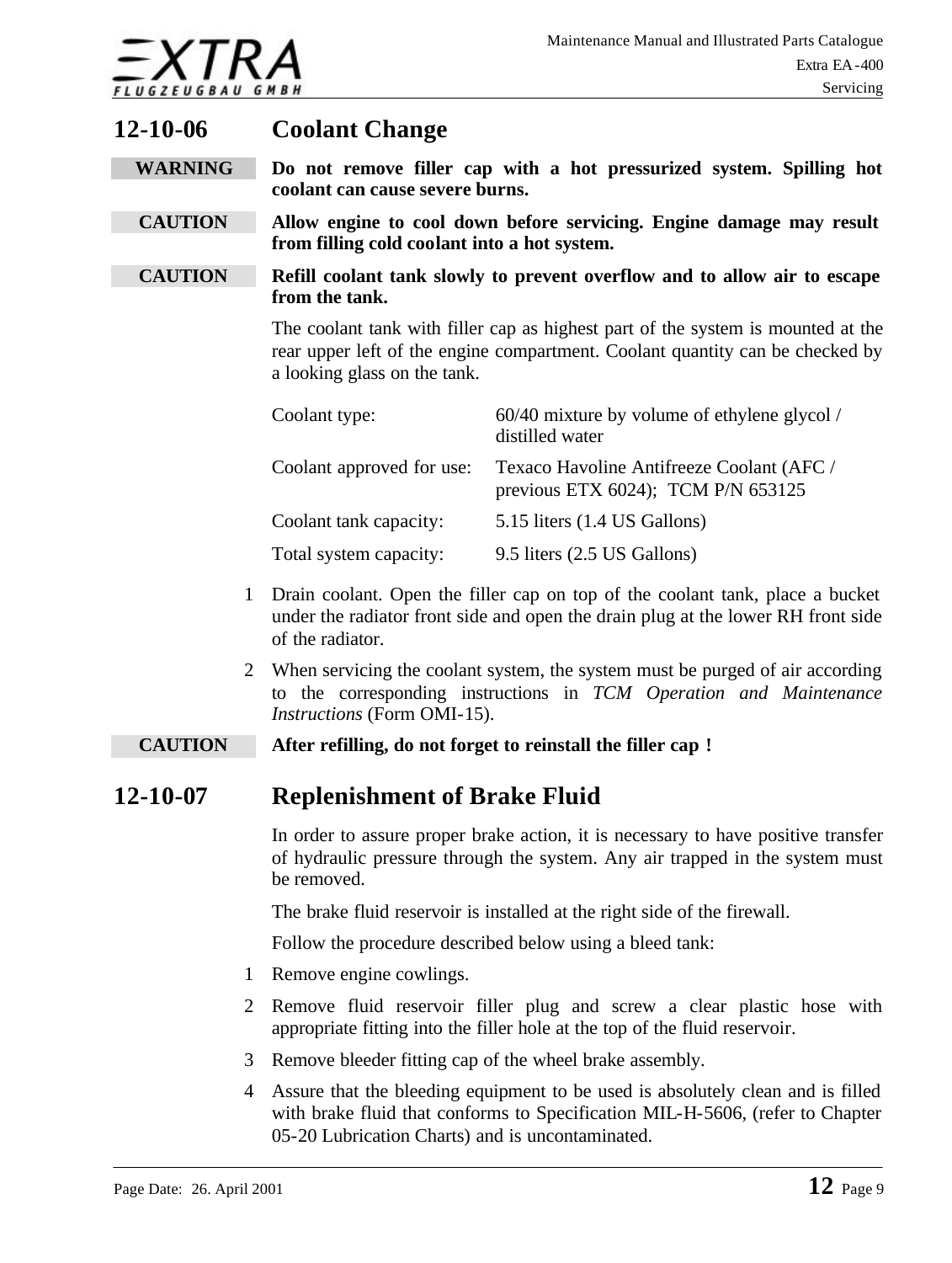## 12-10-06 Coolant Change

**WARNING** **Do not remove filler cap with a hot pressurized system. Spilling hot coolant can cause severe burns.**

**CAUTION** **Allow engine to cool down before servicing. Engine damage may result from filling cold coolant into a hot system.**

**CAUTION** **Refill coolant tank slowly to prevent overflow and to allow air to escape from the tank.**

The coolant tank with filler cap as highest part of the system is mounted at the rear upper left of the engine compartment. Coolant quantity can be checked by a looking glass on the tank.

| | |
|---|---|
| Coolant type: | 60/40 mixture by volume of ethylene glycol / distilled water |
| Coolant approved for use: | Texaco Havoline Antifreeze Coolant (AFC / previous ETX 6024); TCM P/N 653125 |
| Coolant tank capacity: | 5.15 liters (1.4 US Gallons) |
| Total system capacity: | 9.5 liters (2.5 US Gallons) |

1. Drain coolant. Open the filler cap on top of the coolant tank, place a bucket under the radiator front side and open the drain plug at the lower RH front side of the radiator.
2. When servicing the coolant system, the system must be purged of air according to the corresponding instructions in *TCM Operation and Maintenance Instructions* (Form OMI-15).

**CAUTION** **After refilling, do not forget to reinstall the filler cap !**

## 12-10-07 Replenishment of Brake Fluid

In order to assure proper brake action, it is necessary to have positive transfer of hydraulic pressure through the system. Any air trapped in the system must be removed.

The brake fluid reservoir is installed at the right side of the firewall.

Follow the procedure described below using a bleed tank:

1. Remove engine cowlings.
2. Remove fluid reservoir filler plug and screw a clear plastic hose with appropriate fitting into the filler hole at the top of the fluid reservoir.
3. Remove bleeder fitting cap of the wheel brake assembly.
4. Assure that the bleeding equipment to be used is absolutely clean and is filled with brake fluid that conforms to Specification MIL-H-5606, (refer to Chapter 05-20 Lubrication Charts) and is uncontaminated.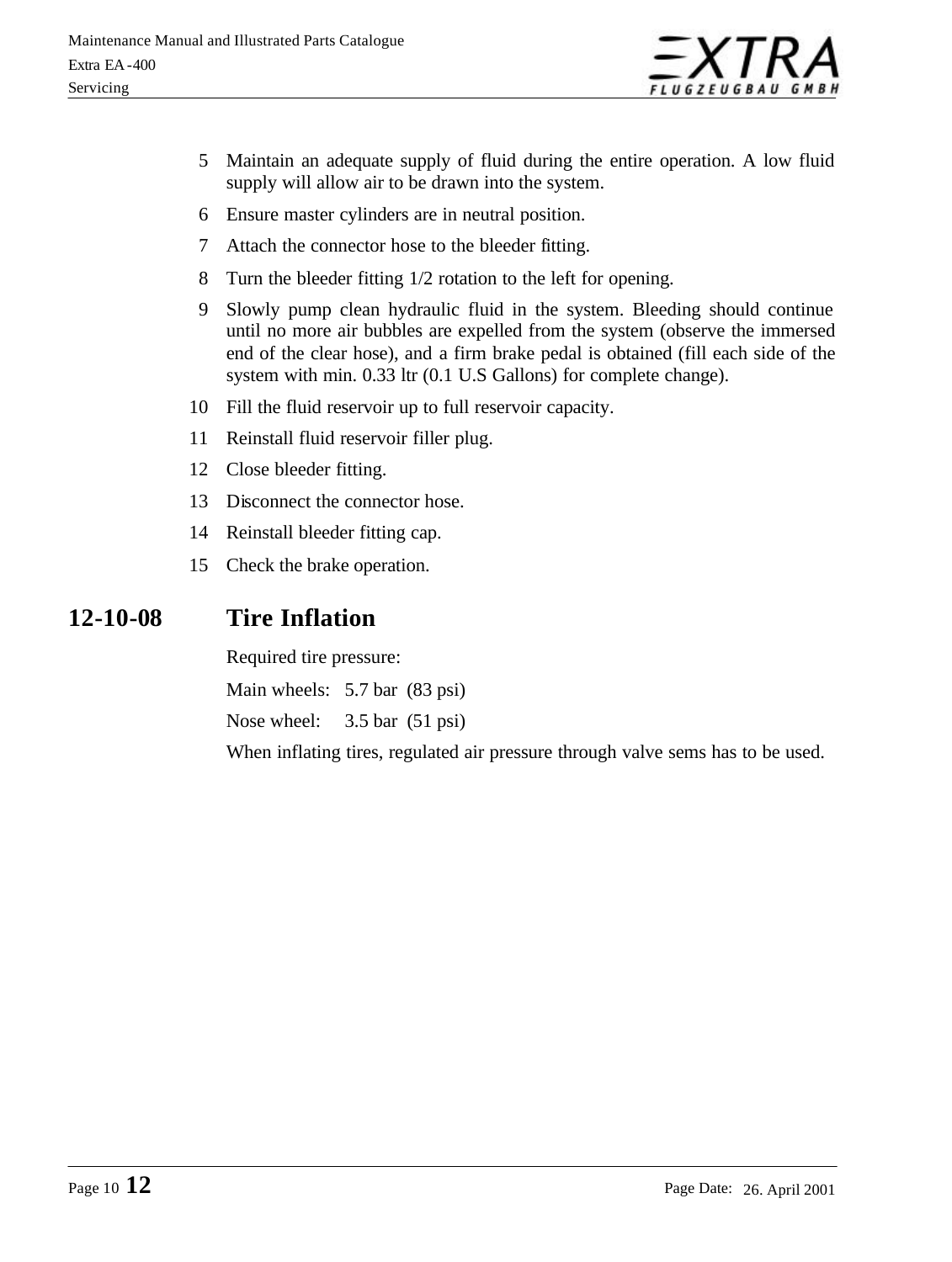5. Maintain an adequate supply of fluid during the entire operation. A low fluid supply will allow air to be drawn into the system.
6. Ensure master cylinders are in neutral position.
7. Attach the connector hose to the bleeder fitting.
8. Turn the bleeder fitting 1/2 rotation to the left for opening.
9. Slowly pump clean hydraulic fluid in the system. Bleeding should continue until no more air bubbles are expelled from the system (observe the immersed end of the clear hose), and a firm brake pedal is obtained (fill each side of the system with min. 0.33 ltr (0.1 U.S Gallons) for complete change).
10. Fill the fluid reservoir up to full reservoir capacity.
11. Reinstall fluid reservoir filler plug.
12. Close bleeder fitting.
13. Disconnect the connector hose.
14. Reinstall bleeder fitting cap.
15. Check the brake operation.

## 12-10-08 Tire Inflation

Required tire pressure:

Main wheels: 5.7 bar (83 psi)

Nose wheel: 3.5 bar (51 psi)

When inflating tires, regulated air pressure through valve sems has to be used.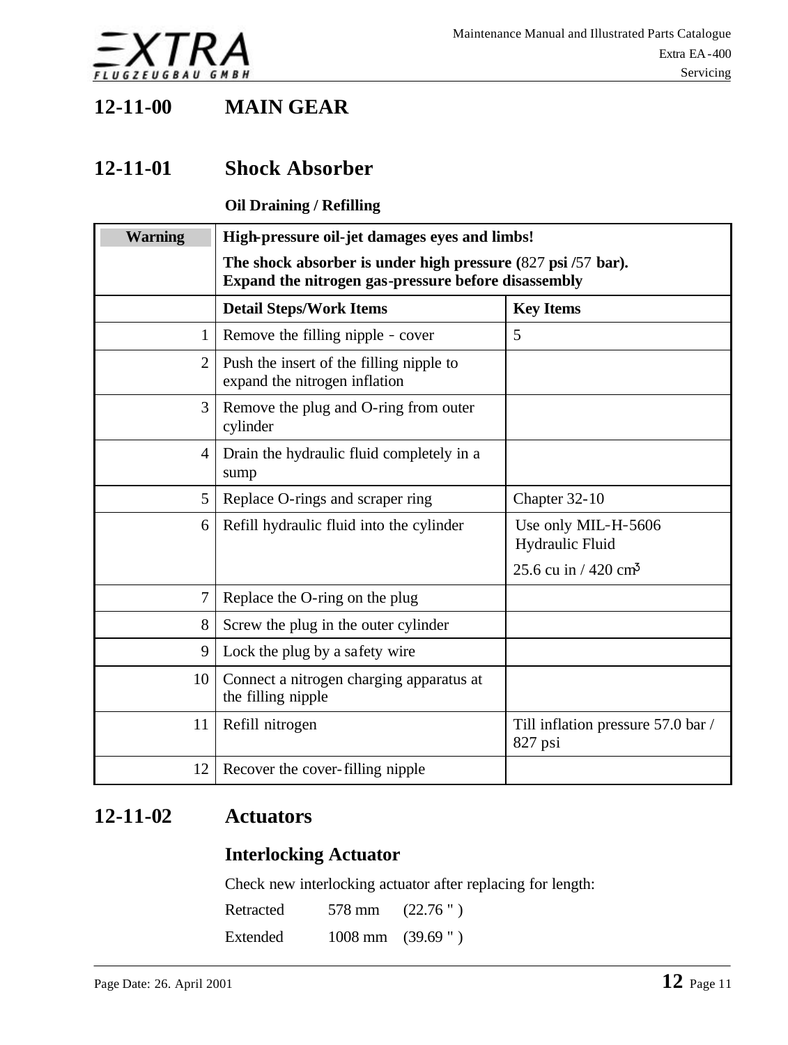# 12-11-00 MAIN GEAR

## 12-11-01 Shock Absorber

**Oil Draining / Refilling**

| Warning | **High-pressure oil-jet damages eyes and limbs!**<br>**The shock absorber is under high pressure (827 psi /57 bar). Expand the nitrogen gas-pressure before disassembly** | |
|---|---|---|
| | **Detail Steps/Work Items** | **Key Items** |
| 1 | Remove the filling nipple - cover | 5 |
| 2 | Push the insert of the filling nipple to expand the nitrogen inflation | |
| 3 | Remove the plug and O-ring from outer cylinder | |
| 4 | Drain the hydraulic fluid completely in a sump | |
| 5 | Replace O-rings and scraper ring | Chapter 32-10 |
| 6 | Refill hydraulic fluid into the cylinder | Use only MIL-H-5606 Hydraulic Fluid<br>25.6 cu in / 420 cm³ |
| 7 | Replace the O-ring on the plug | |
| 8 | Screw the plug in the outer cylinder | |
| 9 | Lock the plug by a safety wire | |
| 10 | Connect a nitrogen charging apparatus at the filling nipple | |
| 11 | Refill nitrogen | Till inflation pressure 57.0 bar / 827 psi |
| 12 | Recover the cover-filling nipple | |

## 12-11-02 Actuators

### Interlocking Actuator

Check new interlocking actuator after replacing for length:

Retracted 578 mm (22.76 " )

Extended 1008 mm (39.69 " )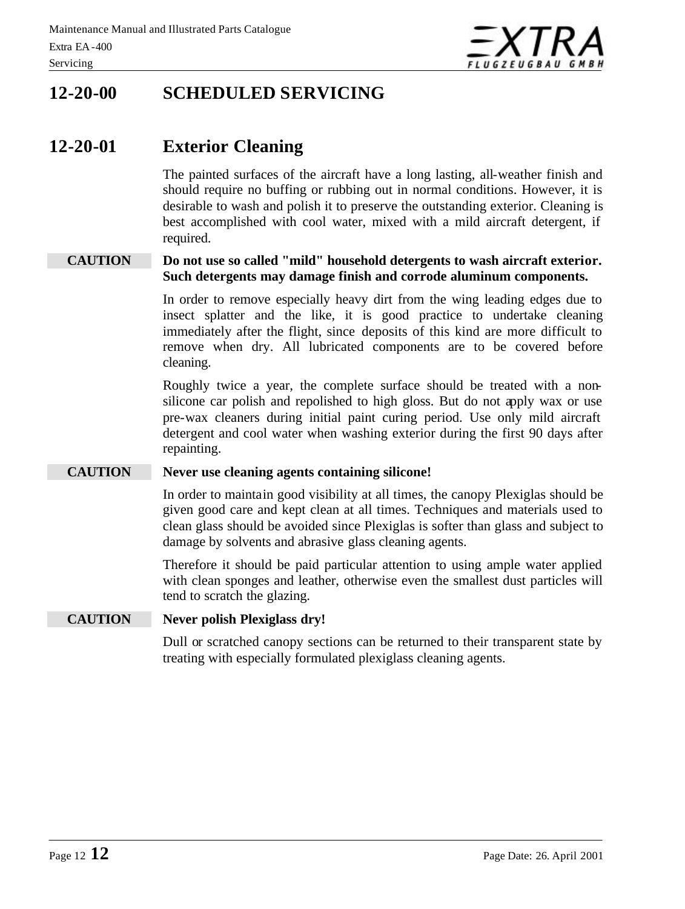# 12-20-00 SCHEDULED SERVICING

## 12-20-01 Exterior Cleaning

The painted surfaces of the aircraft have a long lasting, all-weather finish and should require no buffing or rubbing out in normal conditions. However, it is desirable to wash and polish it to preserve the outstanding exterior. Cleaning is best accomplished with cool water, mixed with a mild aircraft detergent, if required.

**CAUTION** **Do not use so called "mild" household detergents to wash aircraft exterior. Such detergents may damage finish and corrode aluminum components.**

In order to remove especially heavy dirt from the wing leading edges due to insect splatter and the like, it is good practice to undertake cleaning immediately after the flight, since deposits of this kind are more difficult to remove when dry. All lubricated components are to be covered before cleaning.

Roughly twice a year, the complete surface should be treated with a non-silicone car polish and repolished to high gloss. But do not apply wax or use pre-wax cleaners during initial paint curing period. Use only mild aircraft detergent and cool water when washing exterior during the first 90 days after repainting.

**CAUTION** **Never use cleaning agents containing silicone!**

In order to maintain good visibility at all times, the canopy Plexiglas should be given good care and kept clean at all times. Techniques and materials used to clean glass should be avoided since Plexiglas is softer than glass and subject to damage by solvents and abrasive glass cleaning agents.

Therefore it should be paid particular attention to using ample water applied with clean sponges and leather, otherwise even the smallest dust particles will tend to scratch the glazing.

**CAUTION** **Never polish Plexiglass dry!**

Dull or scratched canopy sections can be returned to their transparent state by treating with especially formulated plexiglass cleaning agents.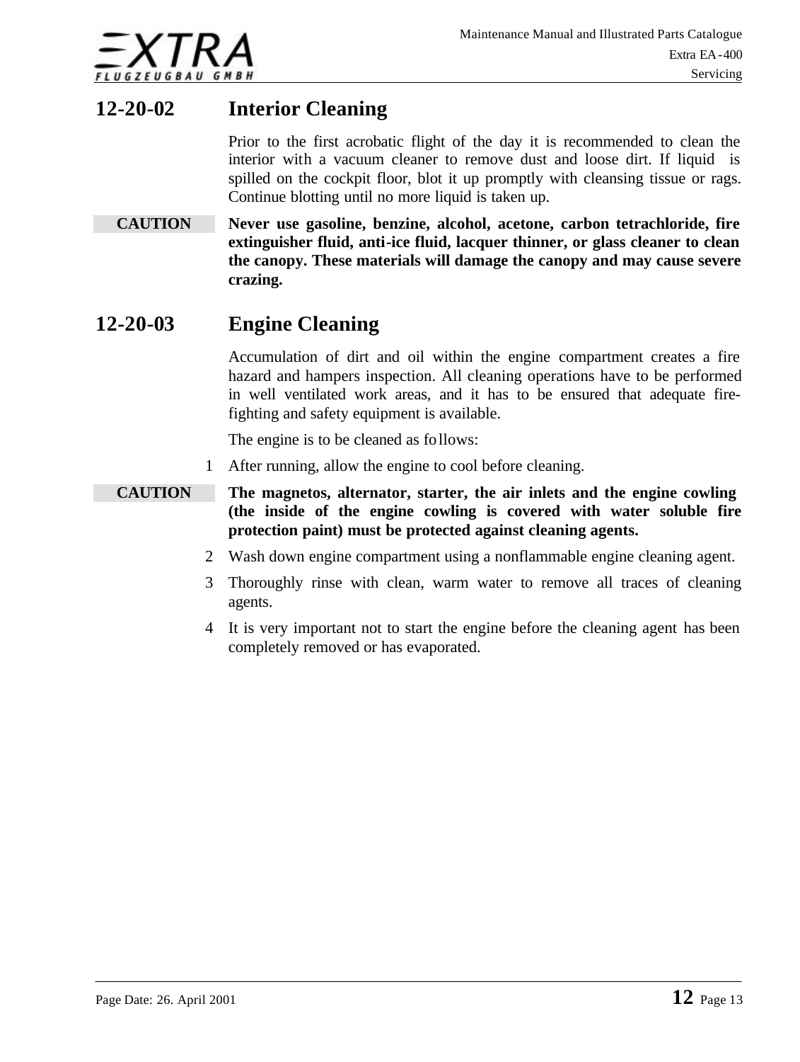## 12-20-02 Interior Cleaning

Prior to the first acrobatic flight of the day it is recommended to clean the interior with a vacuum cleaner to remove dust and loose dirt. If liquid is spilled on the cockpit floor, blot it up promptly with cleansing tissue or rags. Continue blotting until no more liquid is taken up.

**CAUTION** **Never use gasoline, benzine, alcohol, acetone, carbon tetrachloride, fire extinguisher fluid, anti-ice fluid, lacquer thinner, or glass cleaner to clean the canopy. These materials will damage the canopy and may cause severe crazing.**

## 12-20-03 Engine Cleaning

Accumulation of dirt and oil within the engine compartment creates a fire hazard and hampers inspection. All cleaning operations have to be performed in well ventilated work areas, and it has to be ensured that adequate fire-fighting and safety equipment is available.

The engine is to be cleaned as follows:

1 After running, allow the engine to cool before cleaning.

**CAUTION** **The magnetos, alternator, starter, the air inlets and the engine cowling (the inside of the engine cowling is covered with water soluble fire protection paint) must be protected against cleaning agents.**

2 Wash down engine compartment using a nonflammable engine cleaning agent.

3 Thoroughly rinse with clean, warm water to remove all traces of cleaning agents.

4 It is very important not to start the engine before the cleaning agent has been completely removed or has evaporated.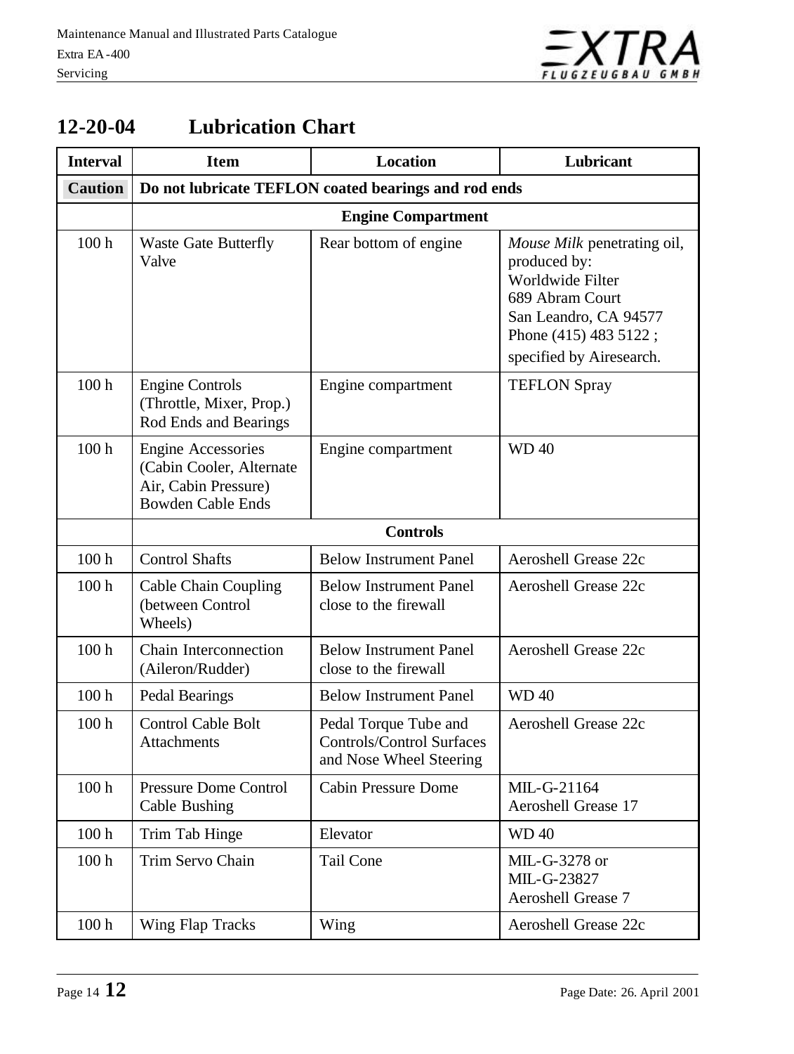## 12-20-04 Lubrication Chart

| Interval | Item | Location | Lubricant |
|---|---|---|---|
| **Caution** | **Do not lubricate TEFLON coated bearings and rod ends** | | |
| | **Engine Compartment** | | |
| 100 h | Waste Gate Butterfly Valve | Rear bottom of engine | *Mouse Milk* penetrating oil, produced by: Worldwide Filter 689 Abram Court San Leandro, CA 94577 Phone (415) 483 5122 ; specified by Airesearch. |
| 100 h | Engine Controls (Throttle, Mixer, Prop.) Rod Ends and Bearings | Engine compartment | TEFLON Spray |
| 100 h | Engine Accessories (Cabin Cooler, Alternate Air, Cabin Pressure) Bowden Cable Ends | Engine compartment | WD 40 |
| | **Controls** | | |
| 100 h | Control Shafts | Below Instrument Panel | Aeroshell Grease 22c |
| 100 h | Cable Chain Coupling (between Control Wheels) | Below Instrument Panel close to the firewall | Aeroshell Grease 22c |
| 100 h | Chain Interconnection (Aileron/Rudder) | Below Instrument Panel close to the firewall | Aeroshell Grease 22c |
| 100 h | Pedal Bearings | Below Instrument Panel | WD 40 |
| 100 h | Control Cable Bolt Attachments | Pedal Torque Tube and Controls/Control Surfaces and Nose Wheel Steering | Aeroshell Grease 22c |
| 100 h | Pressure Dome Control Cable Bushing | Cabin Pressure Dome | MIL-G-21164 Aeroshell Grease 17 |
| 100 h | Trim Tab Hinge | Elevator | WD 40 |
| 100 h | Trim Servo Chain | Tail Cone | MIL-G-3278 or MIL-G-23827 Aeroshell Grease 7 |
| 100 h | Wing Flap Tracks | Wing | Aeroshell Grease 22c |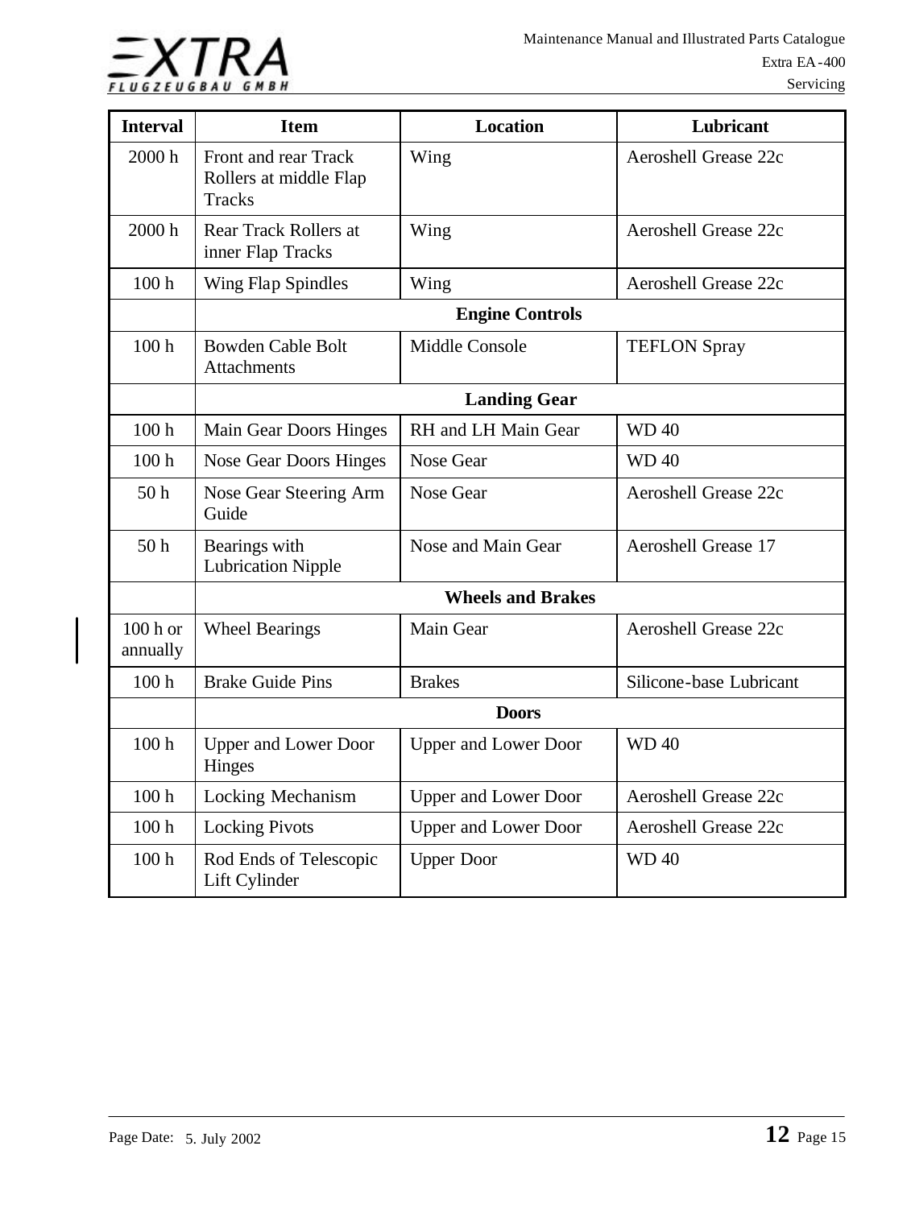| Interval | Item | Location | Lubricant |
|---|---|---|---|
| 2000 h | Front and rear Track Rollers at middle Flap Tracks | Wing | Aeroshell Grease 22c |
| 2000 h | Rear Track Rollers at inner Flap Tracks | Wing | Aeroshell Grease 22c |
| 100 h | Wing Flap Spindles | Wing | Aeroshell Grease 22c |
| | **Engine Controls** | | |
| 100 h | Bowden Cable Bolt Attachments | Middle Console | TEFLON Spray |
| | **Landing Gear** | | |
| 100 h | Main Gear Doors Hinges | RH and LH Main Gear | WD 40 |
| 100 h | Nose Gear Doors Hinges | Nose Gear | WD 40 |
| 50 h | Nose Gear Steering Arm Guide | Nose Gear | Aeroshell Grease 22c |
| 50 h | Bearings with Lubrication Nipple | Nose and Main Gear | Aeroshell Grease 17 |
| | **Wheels and Brakes** | | |
| 100 h or annually | Wheel Bearings | Main Gear | Aeroshell Grease 22c |
| 100 h | Brake Guide Pins | Brakes | Silicone-base Lubricant |
| | **Doors** | | |
| 100 h | Upper and Lower Door Hinges | Upper and Lower Door | WD 40 |
| 100 h | Locking Mechanism | Upper and Lower Door | Aeroshell Grease 22c |
| 100 h | Locking Pivots | Upper and Lower Door | Aeroshell Grease 22c |
| 100 h | Rod Ends of Telescopic Lift Cylinder | Upper Door | WD 40 |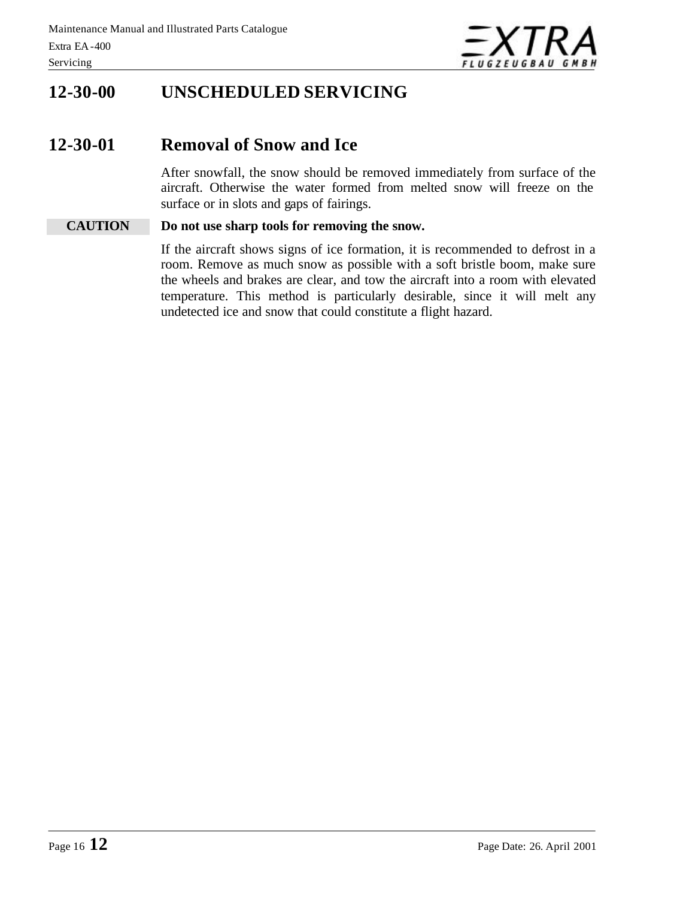# 12-30-00 UNSCHEDULED SERVICING

## 12-30-01 Removal of Snow and Ice

After snowfall, the snow should be removed immediately from surface of the aircraft. Otherwise the water formed from melted snow will freeze on the surface or in slots and gaps of fairings.

**CAUTION** **Do not use sharp tools for removing the snow.**

If the aircraft shows signs of ice formation, it is recommended to defrost in a room. Remove as much snow as possible with a soft bristle boom, make sure the wheels and brakes are clear, and tow the aircraft into a room with elevated temperature. This method is particularly desirable, since it will melt any undetected ice and snow that could constitute a flight hazard.